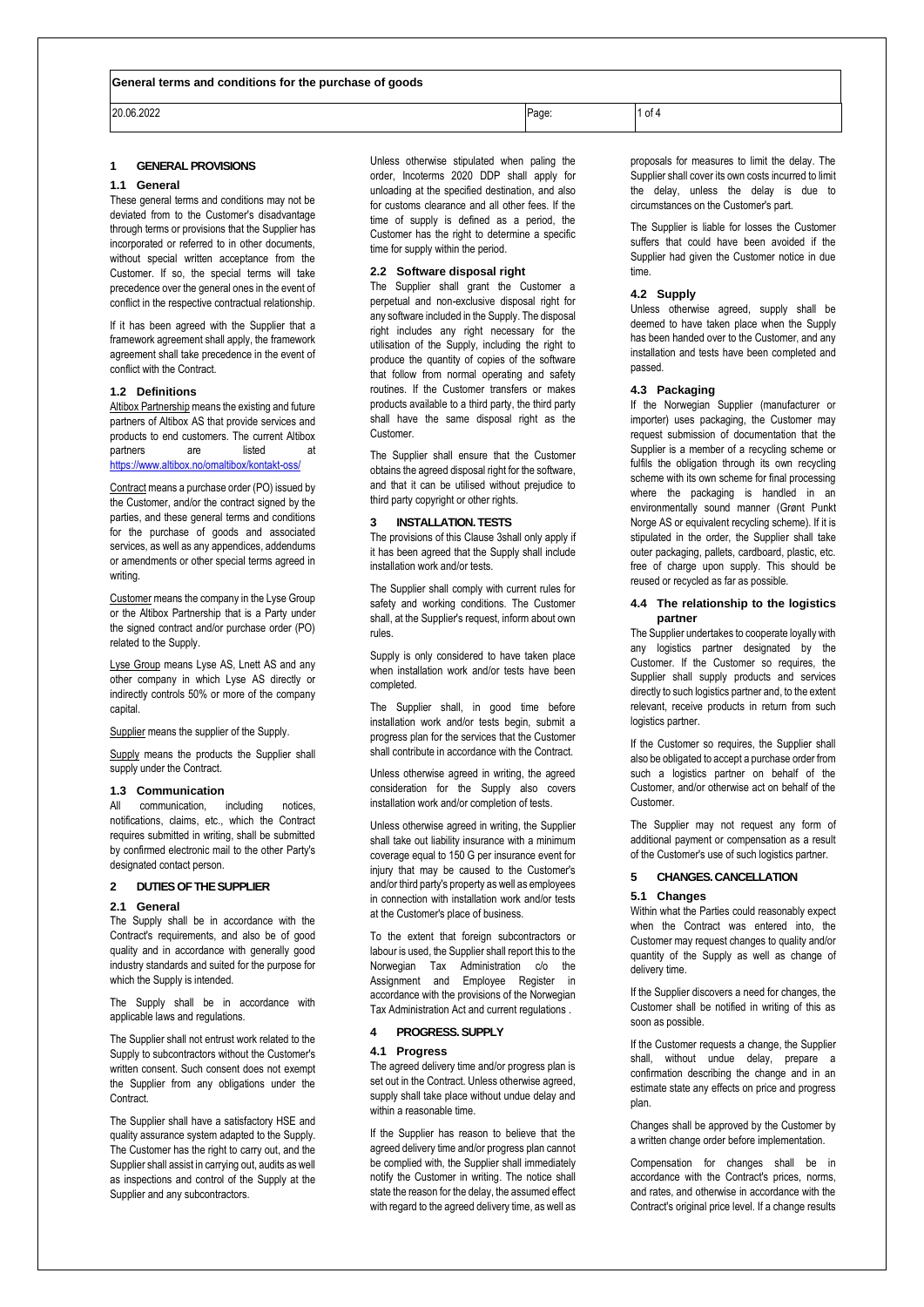# 1 GENERAL PROVISIONS

## 1.1 General

These general terms and conditions may not be deviated from to the Customer's disadvantage through terms or provisions that the Supplier has incorporated or referred to in other documents, without special written acceptance from the Customer. If so, the special terms will take precedence over the general ones in the event of conflict in the respective contractual relationship.

If it has been agreed with the Supplier that a framework agreement shall apply, the framework agreement shall take precedence in the event of conflict with the Contract.

## 1.2 Definitions

Altibox Partnership means the existing and future partners of Altibox AS that provide services and products to end customers. The current Altibox partners are listed at https://www.altibox.no/omaltibox/kontakt-oss/

Contract means a purchase order (PO) issued by the Customer, and/or the contract signed by the parties, and these general terms and conditions for the purchase of goods and associated services, as well as any appendices, addendums or amendments or other special terms agreed in writing.

Customer means the company in the Lyse Group or the Altibox Partnership that is a Party under the signed contract and/or purchase order (PO) related to the Supply.

Lyse Group means Lyse AS, Lnett AS and any other company in which Lyse AS directly or indirectly controls 50% or more of the company capital.

Supplier means the supplier of the Supply.

Supply means the products the Supplier shall supply under the Contract.

## 1.3 Communication

All communication, including notices, notifications, claims, etc., which the Contract requires submitted in writing, shall be submitted by confirmed electronic mail to the other Party's designated contact person.

# 2 DUTIES OF THE SUPPLIER

## 2.1 General

The Supply shall be in accordance with the Contract's requirements, and also be of good quality and in accordance with generally good industry standards and suited for the purpose for which the Supply is intended.

The Supply shall be in accordance with applicable laws and regulations.

The Supplier shall not entrust work related to the Supply to subcontractors without the Customer's written consent. Such consent does not exempt the Supplier from any obligations under the Contract.

The Supplier shall have a satisfactory HSE and quality assurance system adapted to the Supply. The Customer has the right to carry out, and the Supplier shall assist in carrying out, audits as well as inspections and control of the Supply at the Supplier and any subcontractors.

Unless otherwise stipulated when paling the order, Incoterms 2020 DDP shall apply for unloading at the specified destination, and also for customs clearance and all other fees. If the time of supply is defined as a period, the Customer has the right to determine a specific time for supply within the period.

## 2.2 Software disposal right

The Supplier shall grant the Customer a perpetual and non-exclusive disposal right for any software included in the Supply. The disposal right includes any right necessary for the utilisation of the Supply, including the right to produce the quantity of copies of the software that follow from normal operating and safety routines. If the Customer transfers or makes products available to a third party, the third party shall have the same disposal right as the Customer.

The Supplier shall ensure that the Customer obtains the agreed disposal right for the software, and that it can be utilised without prejudice to third party copyright or other rights.

# 3 INSTALLATION. TESTS

The provisions of this Clause 3shall only apply if it has been agreed that the Supply shall include installation work and/or tests.

The Supplier shall comply with current rules for safety and working conditions. The Customer shall, at the Supplier's request, inform about own rules.

Supply is only considered to have taken place when installation work and/or tests have been completed.

The Supplier shall, in good time before installation work and/or tests begin, submit a progress plan for the services that the Customer shall contribute in accordance with the Contract.

Unless otherwise agreed in writing, the agreed consideration for the Supply also covers installation work and/or completion of tests.

Unless otherwise agreed in writing, the Supplier shall take out liability insurance with a minimum coverage equal to 150 G per insurance event for injury that may be caused to the Customer's and/or third party's property as well as employees in connection with installation work and/or tests at the Customer's place of business.

To the extent that foreign subcontractors or labour is used, the Supplier shall report this to the Norwegian Tax Administration c/o the Assignment and Employee Register in accordance with the provisions of the Norwegian Tax Administration Act and current regulations .

# 4 PROGRESS. SUPPLY

## 4.1 Progress

The agreed delivery time and/or progress plan is set out in the Contract. Unless otherwise agreed, supply shall take place without undue delay and within a reasonable time.

If the Supplier has reason to believe that the agreed delivery time and/or progress plan cannot be complied with, the Supplier shall immediately notify the Customer in writing. The notice shall state the reason for the delay, the assumed effect with regard to the agreed delivery time, as well as proposals for measures to limit the delay. The Supplier shall cover its own costs incurred to limit the delay, unless the delay is due to circumstances on the Customer's part.

The Supplier is liable for losses the Customer suffers that could have been avoided if the Supplier had given the Customer notice in due time.

## 4.2 Supply

Unless otherwise agreed, supply shall be deemed to have taken place when the Supply has been handed over to the Customer, and any installation and tests have been completed and passed.

## 4.3 Packaging

If the Norwegian Supplier (manufacturer or importer) uses packaging, the Customer may request submission of documentation that the Supplier is a member of a recycling scheme or fulfils the obligation through its own recycling scheme with its own scheme for final processing where the packaging is handled in an environmentally sound manner (Grønt Punkt Norge AS or equivalent recycling scheme). If it is stipulated in the order, the Supplier shall take outer packaging, pallets, cardboard, plastic, etc. free of charge upon supply. This should be reused or recycled as far as possible.

## 4.4 The relationship to the logistics partner

The Supplier undertakes to cooperate loyally with any logistics partner designated by the Customer. If the Customer so requires, the Supplier shall supply products and services directly to such logistics partner and, to the extent relevant, receive products in return from such logistics partner.

If the Customer so requires, the Supplier shall also be obligated to accept a purchase order from such a logistics partner on behalf of the Customer, and/or otherwise act on behalf of the Customer.

The Supplier may not request any form of additional payment or compensation as a result of the Customer's use of such logistics partner.

# 5 CHANGES. CANCELLATION

## 5.1 Changes

Within what the Parties could reasonably expect when the Contract was entered into, the Customer may request changes to quality and/or quantity of the Supply as well as change of delivery time.

If the Supplier discovers a need for changes, the Customer shall be notified in writing of this as soon as possible.

If the Customer requests a change, the Supplier shall, without undue delay, prepare a confirmation describing the change and in an estimate state any effects on price and progress plan.

Changes shall be approved by the Customer by a written change order before implementation.

Compensation for changes shall be in accordance with the Contract's prices, norms, and rates, and otherwise in accordance with the Contract's original price level. If a change results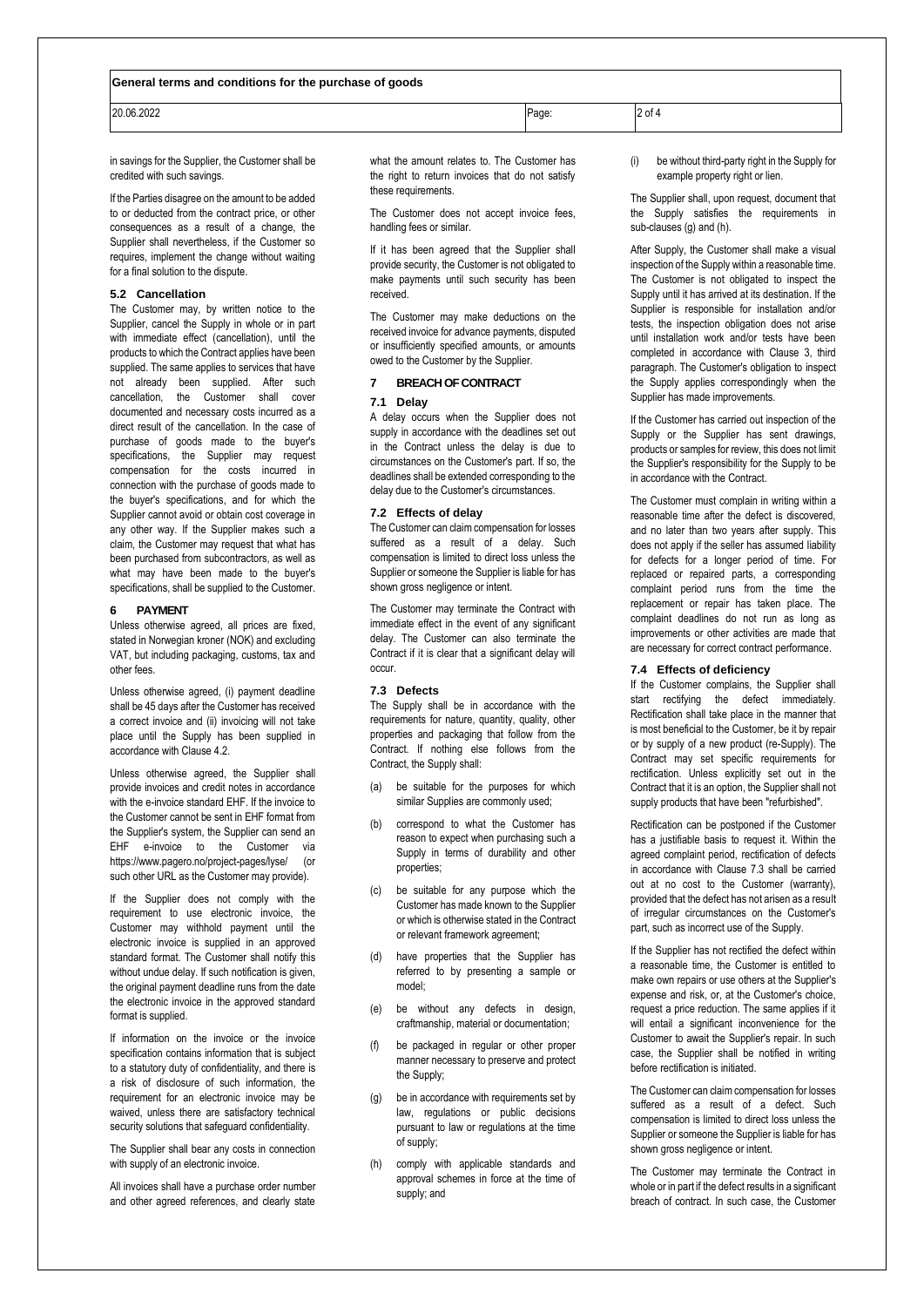in savings for the Supplier, the Customer shall be credited with such savings.

If the Parties disagree on the amount to be added to or deducted from the contract price, or other consequences as a result of a change, the Supplier shall nevertheless, if the Customer so requires, implement the change without waiting for a final solution to the dispute.

### 5.2 Cancellation

The Customer may, by written notice to the Supplier, cancel the Supply in whole or in part with immediate effect (cancellation), until the products to which the Contract applies have been supplied. The same applies to services that have not already been supplied. After such cancellation, the Customer shall cover documented and necessary costs incurred as a direct result of the cancellation. In the case of purchase of goods made to the buyer's specifications, the Supplier may request compensation for the costs incurred in connection with the purchase of goods made to the buyer's specifications, and for which the Supplier cannot avoid or obtain cost coverage in any other way. If the Supplier makes such a claim, the Customer may request that what has been purchased from subcontractors, as well as what may have been made to the buyer's specifications, shall be supplied to the Customer.

## 6 PAYMENT

Unless otherwise agreed, all prices are fixed, stated in Norwegian kroner (NOK) and excluding VAT, but including packaging, customs, tax and other fees.

Unless otherwise agreed, (i) payment deadline shall be 45 days after the Customer has received a correct invoice and (ii) invoicing will not take place until the Supply has been supplied in accordance with Clause 4.2.

Unless otherwise agreed, the Supplier shall provide invoices and credit notes in accordance with the e-invoice standard EHF. If the invoice to the Customer cannot be sent in EHF format from the Supplier's system, the Supplier can send an EHF e-invoice to the Customer via https://www.pagero.no/project-pages/lyse/ (or such other URL as the Customer may provide).

If the Supplier does not comply with the requirement to use electronic invoice, the Customer may withhold payment until the electronic invoice is supplied in an approved standard format. The Customer shall notify this without undue delay. If such notification is given, the original payment deadline runs from the date the electronic invoice in the approved standard format is supplied.

If information on the invoice or the invoice specification contains information that is subject to a statutory duty of confidentiality, and there is a risk of disclosure of such information, the requirement for an electronic invoice may be waived, unless there are satisfactory technical security solutions that safeguard confidentiality.

The Supplier shall bear any costs in connection with supply of an electronic invoice.

All invoices shall have a purchase order number and other agreed references, and clearly state what the amount relates to. The Customer has the right to return invoices that do not satisfy these requirements.

The Customer does not accept invoice fees, handling fees or similar.

If it has been agreed that the Supplier shall provide security, the Customer is not obligated to make payments until such security has been received.

The Customer may make deductions on the received invoice for advance payments, disputed or insufficiently specified amounts, or amounts owed to the Customer by the Supplier.

## 7 BREACH OF CONTRACT

### 7.1 Delay

A delay occurs when the Supplier does not supply in accordance with the deadlines set out in the Contract unless the delay is due to circumstances on the Customer's part. If so, the deadlines shall be extended corresponding to the delay due to the Customer's circumstances.

### 7.2 Effects of delay

The Customer can claim compensation for losses suffered as a result of a delay. Such compensation is limited to direct loss unless the Supplier or someone the Supplier is liable for has shown gross negligence or intent.

The Customer may terminate the Contract with immediate effect in the event of any significant delay. The Customer can also terminate the Contract if it is clear that a significant delay will occur.

### 7.3 Defects

The Supply shall be in accordance with the requirements for nature, quantity, quality, other properties and packaging that follow from the Contract. If nothing else follows from the Contract, the Supply shall:

(a) be suitable for the purposes for which similar Supplies are commonly used;

(b) correspond to what the Customer has reason to expect when purchasing such a Supply in terms of durability and other properties;

(c) be suitable for any purpose which the Customer has made known to the Supplier or which is otherwise stated in the Contract or relevant framework agreement;

(d) have properties that the Supplier has referred to by presenting a sample or model;

(e) be without any defects in design, craftmanship, material or documentation;

(f) be packaged in regular or other proper manner necessary to preserve and protect the Supply;

(g) be in accordance with requirements set by law, regulations or public decisions pursuant to law or regulations at the time of supply;

(h) comply with applicable standards and approval schemes in force at the time of supply; and

(i) be without third-party right in the Supply for example property right or lien.

The Supplier shall, upon request, document that the Supply satisfies the requirements in sub-clauses (g) and (h).

After Supply, the Customer shall make a visual inspection of the Supply within a reasonable time. The Customer is not obligated to inspect the Supply until it has arrived at its destination. If the Supplier is responsible for installation and/or tests, the inspection obligation does not arise until installation work and/or tests have been completed in accordance with Clause 3, third paragraph. The Customer's obligation to inspect the Supply applies correspondingly when the Supplier has made improvements.

If the Customer has carried out inspection of the Supply or the Supplier has sent drawings, products or samples for review, this does not limit the Supplier's responsibility for the Supply to be in accordance with the Contract.

The Customer must complain in writing within a reasonable time after the defect is discovered, and no later than two years after supply. This does not apply if the seller has assumed liability for defects for a longer period of time. For replaced or repaired parts, a corresponding complaint period runs from the time the replacement or repair has taken place. The complaint deadlines do not run as long as improvements or other activities are made that are necessary for correct contract performance.

### 7.4 Effects of deficiency

If the Customer complains, the Supplier shall start rectifying the defect immediately. Rectification shall take place in the manner that is most beneficial to the Customer, be it by repair or by supply of a new product (re-Supply). The Contract may set specific requirements for rectification. Unless explicitly set out in the Contract that it is an option, the Supplier shall not supply products that have been "refurbished".

Rectification can be postponed if the Customer has a justifiable basis to request it. Within the agreed complaint period, rectification of defects in accordance with Clause 7.3 shall be carried out at no cost to the Customer (warranty), provided that the defect has not arisen as a result of irregular circumstances on the Customer's part, such as incorrect use of the Supply.

If the Supplier has not rectified the defect within a reasonable time, the Customer is entitled to make own repairs or use others at the Supplier's expense and risk, or, at the Customer's choice, request a price reduction. The same applies if it will entail a significant inconvenience for the Customer to await the Supplier's repair. In such case, the Supplier shall be notified in writing before rectification is initiated.

The Customer can claim compensation for losses suffered as a result of a defect. Such compensation is limited to direct loss unless the Supplier or someone the Supplier is liable for has shown gross negligence or intent.

The Customer may terminate the Contract in whole or in part if the defect results in a significant breach of contract. In such case, the Customer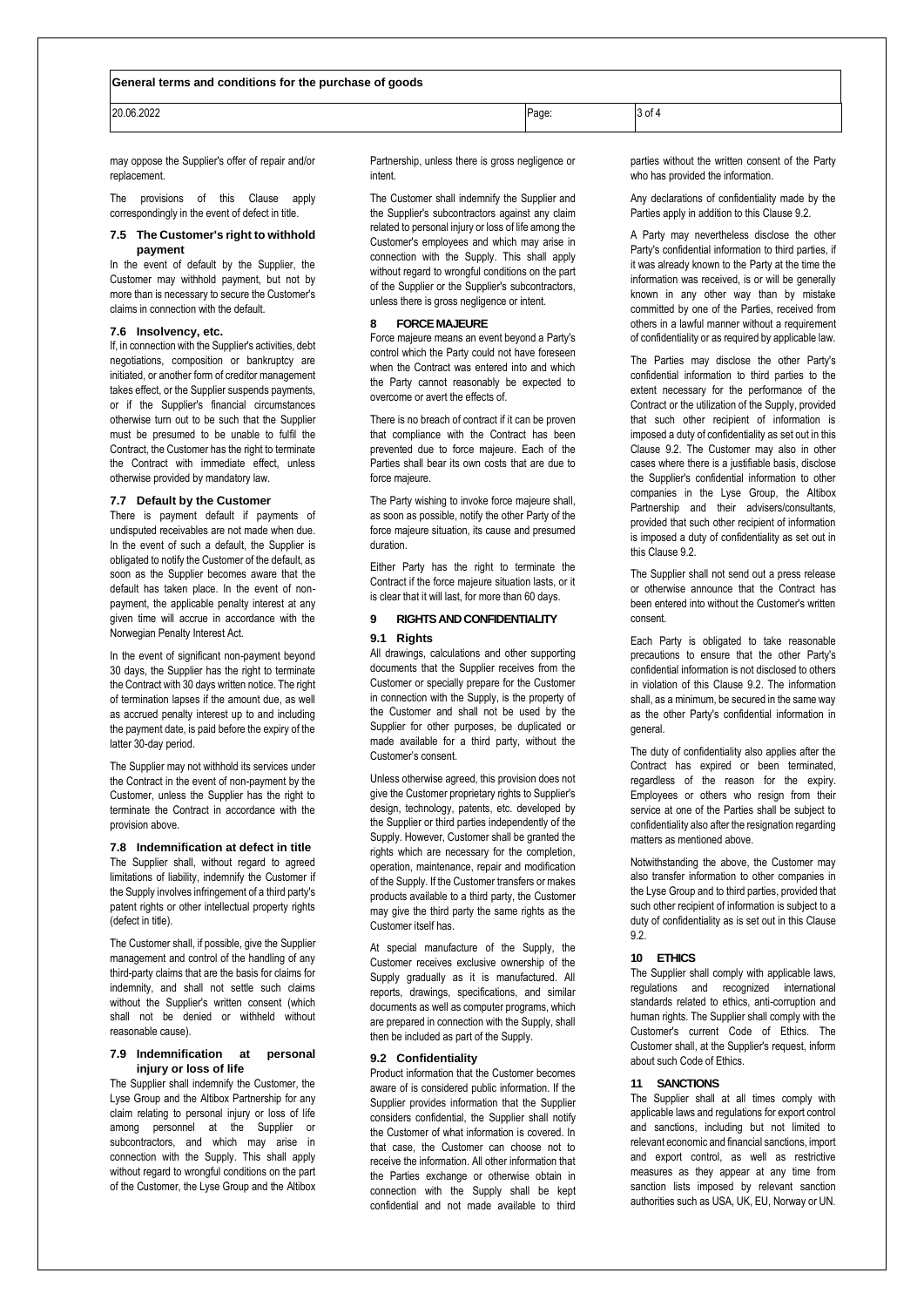may oppose the Supplier's offer of repair and/or replacement.

The provisions of this Clause apply correspondingly in the event of defect in title.

### 7.5 The Customer's right to withhold payment

In the event of default by the Supplier, the Customer may withhold payment, but not by more than is necessary to secure the Customer's claims in connection with the default.

### 7.6 Insolvency, etc.

If, in connection with the Supplier's activities, debt negotiations, composition or bankruptcy are initiated, or another form of creditor management takes effect, or the Supplier suspends payments, or if the Supplier's financial circumstances otherwise turn out to be such that the Supplier must be presumed to be unable to fulfil the Contract, the Customer has the right to terminate the Contract with immediate effect, unless otherwise provided by mandatory law.

### 7.7 Default by the Customer

There is payment default if payments of undisputed receivables are not made when due. In the event of such a default, the Supplier is obligated to notify the Customer of the default, as soon as the Supplier becomes aware that the default has taken place. In the event of non-payment, the applicable penalty interest at any given time will accrue in accordance with the Norwegian Penalty Interest Act.

In the event of significant non-payment beyond 30 days, the Supplier has the right to terminate the Contract with 30 days written notice. The right of termination lapses if the amount due, as well as accrued penalty interest up to and including the payment date, is paid before the expiry of the latter 30-day period.

The Supplier may not withhold its services under the Contract in the event of non-payment by the Customer, unless the Supplier has the right to terminate the Contract in accordance with the provision above.

### 7.8 Indemnification at defect in title

The Supplier shall, without regard to agreed limitations of liability, indemnify the Customer if the Supply involves infringement of a third party's patent rights or other intellectual property rights (defect in title).

The Customer shall, if possible, give the Supplier management and control of the handling of any third-party claims that are the basis for claims for indemnity, and shall not settle such claims without the Supplier's written consent (which shall not be denied or withheld without reasonable cause).

### 7.9 Indemnification at personal injury or loss of life

The Supplier shall indemnify the Customer, the Lyse Group and the Altibox Partnership for any claim relating to personal injury or loss of life among personnel at the Supplier or subcontractors, and which may arise in connection with the Supply. This shall apply without regard to wrongful conditions on the part of the Customer, the Lyse Group and the Altibox Partnership, unless there is gross negligence or intent.

The Customer shall indemnify the Supplier and the Supplier's subcontractors against any claim related to personal injury or loss of life among the Customer's employees and which may arise in connection with the Supply. This shall apply without regard to wrongful conditions on the part of the Supplier or the Supplier's subcontractors, unless there is gross negligence or intent.

## 8 FORCE MAJEURE

Force majeure means an event beyond a Party's control which the Party could not have foreseen when the Contract was entered into and which the Party cannot reasonably be expected to overcome or avert the effects of.

There is no breach of contract if it can be proven that compliance with the Contract has been prevented due to force majeure. Each of the Parties shall bear its own costs that are due to force majeure.

The Party wishing to invoke force majeure shall, as soon as possible, notify the other Party of the force majeure situation, its cause and presumed duration.

Either Party has the right to terminate the Contract if the force majeure situation lasts, or it is clear that it will last, for more than 60 days.

## 9 RIGHTS AND CONFIDENTIALITY

### 9.1 Rights

All drawings, calculations and other supporting documents that the Supplier receives from the Customer or specially prepare for the Customer in connection with the Supply, is the property of the Customer and shall not be used by the Supplier for other purposes, be duplicated or made available for a third party, without the Customer's consent.

Unless otherwise agreed, this provision does not give the Customer proprietary rights to Supplier's design, technology, patents, etc. developed by the Supplier or third parties independently of the Supply. However, Customer shall be granted the rights which are necessary for the completion, operation, maintenance, repair and modification of the Supply. If the Customer transfers or makes products available to a third party, the Customer may give the third party the same rights as the Customer itself has.

At special manufacture of the Supply, the Customer receives exclusive ownership of the Supply gradually as it is manufactured. All reports, drawings, specifications, and similar documents as well as computer programs, which are prepared in connection with the Supply, shall then be included as part of the Supply.

### 9.2 Confidentiality

Product information that the Customer becomes aware of is considered public information. If the Supplier provides information that the Supplier considers confidential, the Supplier shall notify the Customer of what information is covered. In that case, the Customer can choose not to receive the information. All other information that the Parties exchange or otherwise obtain in connection with the Supply shall be kept confidential and not made available to third parties without the written consent of the Party who has provided the information.

Any declarations of confidentiality made by the Parties apply in addition to this Clause 9.2.

A Party may nevertheless disclose the other Party's confidential information to third parties, if it was already known to the Party at the time the information was received, is or will be generally known in any other way than by mistake committed by one of the Parties, received from others in a lawful manner without a requirement of confidentiality or as required by applicable law.

The Parties may disclose the other Party's confidential information to third parties to the extent necessary for the performance of the Contract or the utilization of the Supply, provided that such other recipient of information is imposed a duty of confidentiality as set out in this Clause 9.2. The Customer may also in other cases where there is a justifiable basis, disclose the Supplier's confidential information to other companies in the Lyse Group, the Altibox Partnership and their advisers/consultants, provided that such other recipient of information is imposed a duty of confidentiality as set out in this Clause 9.2.

The Supplier shall not send out a press release or otherwise announce that the Contract has been entered into without the Customer's written consent.

Each Party is obligated to take reasonable precautions to ensure that the other Party's confidential information is not disclosed to others in violation of this Clause 9.2. The information shall, as a minimum, be secured in the same way as the other Party's confidential information in general.

The duty of confidentiality also applies after the Contract has expired or been terminated, regardless of the reason for the expiry. Employees or others who resign from their service at one of the Parties shall be subject to confidentiality also after the resignation regarding matters as mentioned above.

Notwithstanding the above, the Customer may also transfer information to other companies in the Lyse Group and to third parties, provided that such other recipient of information is subject to a duty of confidentiality as is set out in this Clause 9.2.

## 10 ETHICS

The Supplier shall comply with applicable laws, regulations and recognized international standards related to ethics, anti-corruption and human rights. The Supplier shall comply with the Customer's current Code of Ethics. The Customer shall, at the Supplier's request, inform about such Code of Ethics.

## 11 SANCTIONS

The Supplier shall at all times comply with applicable laws and regulations for export control and sanctions, including but not limited to relevant economic and financial sanctions, import and export control, as well as restrictive measures as they appear at any time from sanction lists imposed by relevant sanction authorities such as USA, UK, EU, Norway or UN.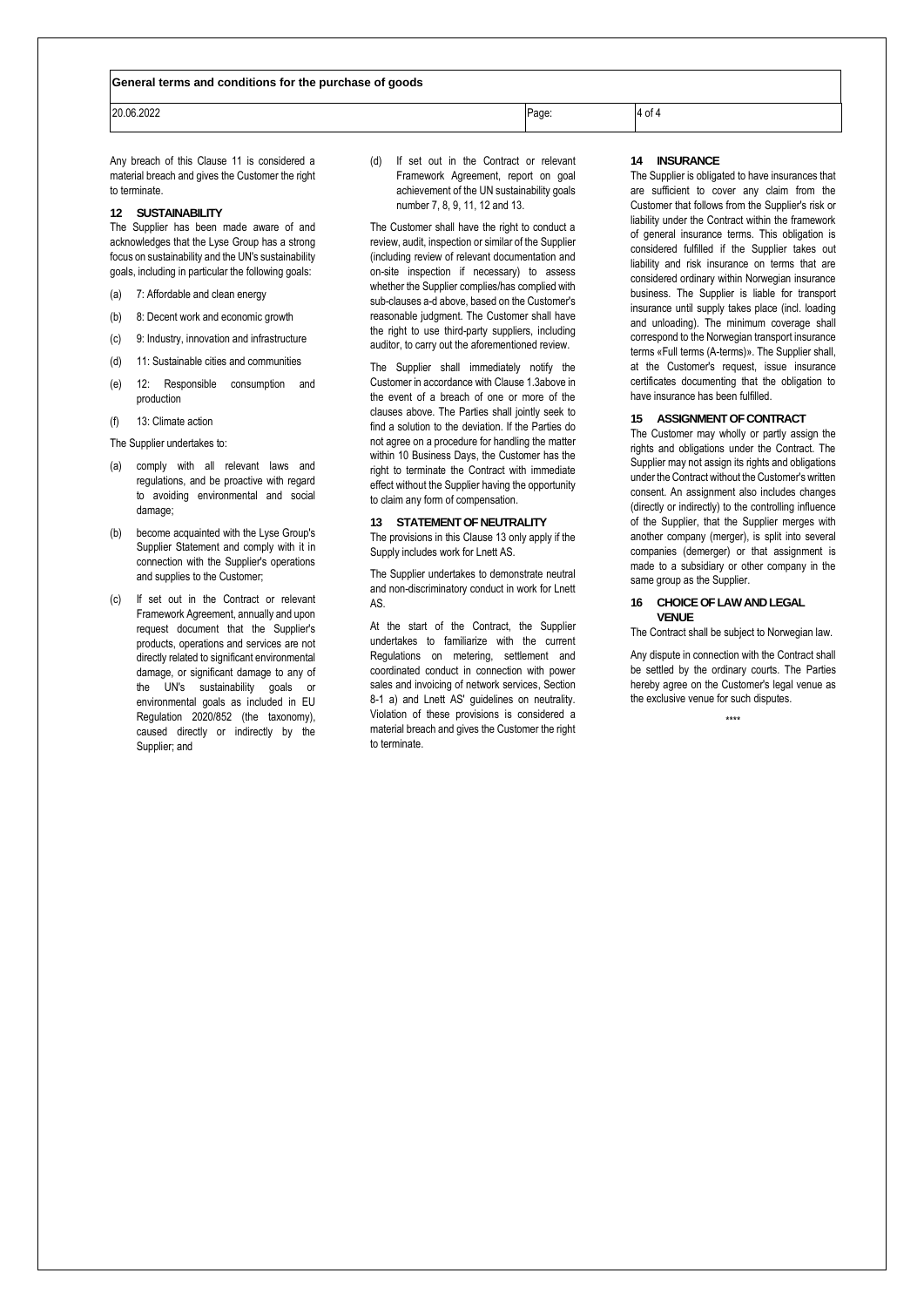Any breach of this Clause 11 is considered a material breach and gives the Customer the right to terminate.

## 12 SUSTAINABILITY

The Supplier has been made aware of and acknowledges that the Lyse Group has a strong focus on sustainability and the UN's sustainability goals, including in particular the following goals:

(a) 7: Affordable and clean energy

(b) 8: Decent work and economic growth

(c) 9: Industry, innovation and infrastructure

(d) 11: Sustainable cities and communities

(e) 12: Responsible consumption and production

(f) 13: Climate action

The Supplier undertakes to:

(a) comply with all relevant laws and regulations, and be proactive with regard to avoiding environmental and social damage;

(b) become acquainted with the Lyse Group's Supplier Statement and comply with it in connection with the Supplier's operations and supplies to the Customer;

(c) If set out in the Contract or relevant Framework Agreement, annually and upon request document that the Supplier's products, operations and services are not directly related to significant environmental damage, or significant damage to any of the UN's sustainability goals or environmental goals as included in EU Regulation 2020/852 (the taxonomy), caused directly or indirectly by the Supplier; and

(d) If set out in the Contract or relevant Framework Agreement, report on goal achievement of the UN sustainability goals number 7, 8, 9, 11, 12 and 13.

The Customer shall have the right to conduct a review, audit, inspection or similar of the Supplier (including review of relevant documentation and on-site inspection if necessary) to assess whether the Supplier complies/has complied with sub-clauses a-d above, based on the Customer's reasonable judgment. The Customer shall have the right to use third-party suppliers, including auditor, to carry out the aforementioned review.

The Supplier shall immediately notify the Customer in accordance with Clause 1.3above in the event of a breach of one or more of the clauses above. The Parties shall jointly seek to find a solution to the deviation. If the Parties do not agree on a procedure for handling the matter within 10 Business Days, the Customer has the right to terminate the Contract with immediate effect without the Supplier having the opportunity to claim any form of compensation.

## 13 STATEMENT OF NEUTRALITY

The provisions in this Clause 13 only apply if the Supply includes work for Lnett AS.

The Supplier undertakes to demonstrate neutral and non-discriminatory conduct in work for Lnett AS.

At the start of the Contract, the Supplier undertakes to familiarize with the current Regulations on metering, settlement and coordinated conduct in connection with power sales and invoicing of network services, Section 8-1 a) and Lnett AS' guidelines on neutrality. Violation of these provisions is considered a material breach and gives the Customer the right to terminate.

## 14 INSURANCE

The Supplier is obligated to have insurances that are sufficient to cover any claim from the Customer that follows from the Supplier's risk or liability under the Contract within the framework of general insurance terms. This obligation is considered fulfilled if the Supplier takes out liability and risk insurance on terms that are considered ordinary within Norwegian insurance business. The Supplier is liable for transport insurance until supply takes place (incl. loading and unloading). The minimum coverage shall correspond to the Norwegian transport insurance terms «Full terms (A-terms)». The Supplier shall, at the Customer's request, issue insurance certificates documenting that the obligation to have insurance has been fulfilled.

## 15 ASSIGNMENT OF CONTRACT

The Customer may wholly or partly assign the rights and obligations under the Contract. The Supplier may not assign its rights and obligations under the Contract without the Customer's written consent. An assignment also includes changes (directly or indirectly) to the controlling influence of the Supplier, that the Supplier merges with another company (merger), is split into several companies (demerger) or that assignment is made to a subsidiary or other company in the same group as the Supplier.

## 16 CHOICE OF LAW AND LEGAL VENUE

The Contract shall be subject to Norwegian law.

Any dispute in connection with the Contract shall be settled by the ordinary courts. The Parties hereby agree on the Customer's legal venue as the exclusive venue for such disputes.

\*\*\*\*